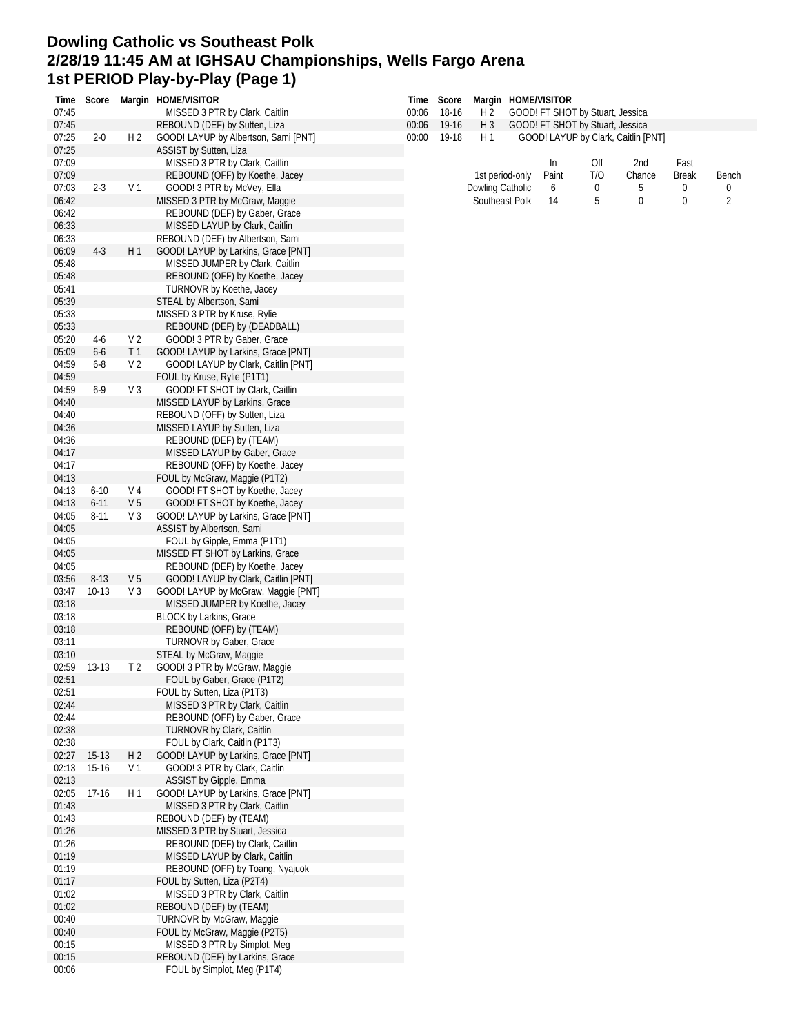# Dowling Catholic vs Southeast Polk
## 2/28/19 11:45 AM at IGHSAU Championships, Wells Fargo Arena
## 1st PERIOD Play-by-Play (Page 1)

| Time | Score | Margin | HOME/VISITOR |
|---|---|---|---|
| 07:45 | | | MISSED 3 PTR by Clark, Caitlin |
| 07:45 | | | REBOUND (DEF) by Sutten, Liza |
| 07:25 | 2-0 | H 2 | GOOD! LAYUP by Albertson, Sami [PNT] |
| 07:25 | | | ASSIST by Sutten, Liza |
| 07:09 | | | MISSED 3 PTR by Clark, Caitlin |
| 07:09 | | | REBOUND (OFF) by Koethe, Jacey |
| 07:03 | 2-3 | V 1 | GOOD! 3 PTR by McVey, Ella |
| 06:42 | | | MISSED 3 PTR by McGraw, Maggie |
| 06:42 | | | REBOUND (DEF) by Gaber, Grace |
| 06:33 | | | MISSED LAYUP by Clark, Caitlin |
| 06:33 | | | REBOUND (DEF) by Albertson, Sami |
| 06:09 | 4-3 | H 1 | GOOD! LAYUP by Larkins, Grace [PNT] |
| 05:48 | | | MISSED JUMPER by Clark, Caitlin |
| 05:48 | | | REBOUND (OFF) by Koethe, Jacey |
| 05:41 | | | TURNOVR by Koethe, Jacey |
| 05:39 | | | STEAL by Albertson, Sami |
| 05:33 | | | MISSED 3 PTR by Kruse, Rylie |
| 05:33 | | | REBOUND (DEF) by (DEADBALL) |
| 05:20 | 4-6 | V 2 | GOOD! 3 PTR by Gaber, Grace |
| 05:09 | 6-6 | T 1 | GOOD! LAYUP by Larkins, Grace [PNT] |
| 04:59 | 6-8 | V 2 | GOOD! LAYUP by Clark, Caitlin [PNT] |
| 04:59 | | | FOUL by Kruse, Rylie (P1T1) |
| 04:59 | 6-9 | V 3 | GOOD! FT SHOT by Clark, Caitlin |
| 04:40 | | | MISSED LAYUP by Larkins, Grace |
| 04:40 | | | REBOUND (OFF) by Sutten, Liza |
| 04:36 | | | MISSED LAYUP by Sutten, Liza |
| 04:36 | | | REBOUND (DEF) by (TEAM) |
| 04:17 | | | MISSED LAYUP by Gaber, Grace |
| 04:17 | | | REBOUND (OFF) by Koethe, Jacey |
| 04:13 | | | FOUL by McGraw, Maggie (P1T2) |
| 04:13 | 6-10 | V 4 | GOOD! FT SHOT by Koethe, Jacey |
| 04:13 | 6-11 | V 5 | GOOD! FT SHOT by Koethe, Jacey |
| 04:05 | 8-11 | V 3 | GOOD! LAYUP by Larkins, Grace [PNT] |
| 04:05 | | | ASSIST by Albertson, Sami |
| 04:05 | | | FOUL by Gipple, Emma (P1T1) |
| 04:05 | | | MISSED FT SHOT by Larkins, Grace |
| 04:05 | | | REBOUND (DEF) by Koethe, Jacey |
| 03:56 | 8-13 | V 5 | GOOD! LAYUP by Clark, Caitlin [PNT] |
| 03:47 | 10-13 | V 3 | GOOD! LAYUP by McGraw, Maggie [PNT] |
| 03:18 | | | MISSED JUMPER by Koethe, Jacey |
| 03:18 | | | BLOCK by Larkins, Grace |
| 03:18 | | | REBOUND (OFF) by (TEAM) |
| 03:11 | | | TURNOVR by Gaber, Grace |
| 03:10 | | | STEAL by McGraw, Maggie |
| 02:59 | 13-13 | T 2 | GOOD! 3 PTR by McGraw, Maggie |
| 02:51 | | | FOUL by Gaber, Grace (P1T2) |
| 02:51 | | | FOUL by Sutten, Liza (P1T3) |
| 02:44 | | | MISSED 3 PTR by Clark, Caitlin |
| 02:44 | | | REBOUND (OFF) by Gaber, Grace |
| 02:38 | | | TURNOVR by Clark, Caitlin |
| 02:38 | | | FOUL by Clark, Caitlin (P1T3) |
| 02:27 | 15-13 | H 2 | GOOD! LAYUP by Larkins, Grace [PNT] |
| 02:13 | 15-16 | V 1 | GOOD! 3 PTR by Clark, Caitlin |
| 02:13 | | | ASSIST by Gipple, Emma |
| 02:05 | 17-16 | H 1 | GOOD! LAYUP by Larkins, Grace [PNT] |
| 01:43 | | | MISSED 3 PTR by Clark, Caitlin |
| 01:43 | | | REBOUND (DEF) by (TEAM) |
| 01:26 | | | MISSED 3 PTR by Stuart, Jessica |
| 01:26 | | | REBOUND (DEF) by Clark, Caitlin |
| 01:19 | | | MISSED LAYUP by Clark, Caitlin |
| 01:19 | | | REBOUND (OFF) by Toang, Nyajuok |
| 01:17 | | | FOUL by Sutten, Liza (P2T4) |
| 01:02 | | | MISSED 3 PTR by Clark, Caitlin |
| 01:02 | | | REBOUND (DEF) by (TEAM) |
| 00:40 | | | TURNOVR by McGraw, Maggie |
| 00:40 | | | FOUL by McGraw, Maggie (P2T5) |
| 00:15 | | | MISSED 3 PTR by Simplot, Meg |
| 00:15 | | | REBOUND (DEF) by Larkins, Grace |
| 00:06 | | | FOUL by Simplot, Meg (P1T4) |
| 00:06 | 18-16 | H 2 | GOOD! FT SHOT by Stuart, Jessica |
| 00:06 | 19-16 | H 3 | GOOD! FT SHOT by Stuart, Jessica |
| 00:00 | 19-18 | H 1 | GOOD! LAYUP by Clark, Caitlin [PNT] |

| 1st period-only | In Paint | Off T/O | 2nd Chance | Fast Break | Bench |
|---|---|---|---|---|---|
| Dowling Catholic | 6 | 0 | 5 | 0 | 0 |
| Southeast Polk | 14 | 5 | 0 | 0 | 2 |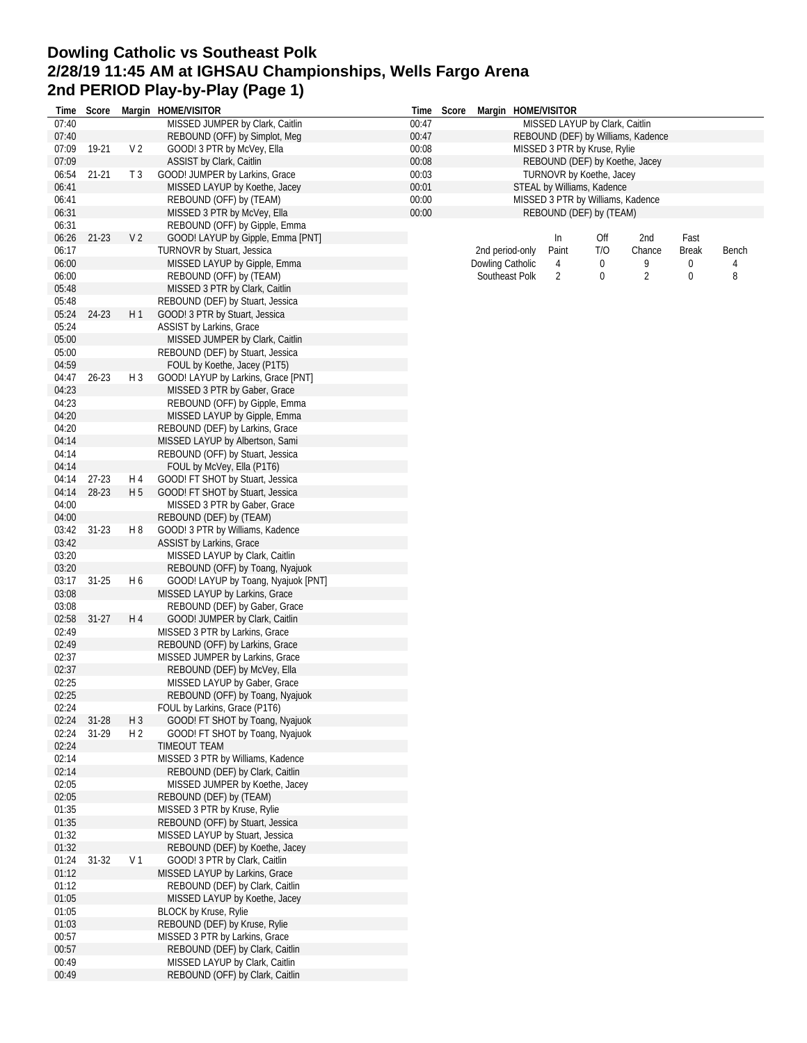# Dowling Catholic vs Southeast Polk
## 2/28/19 11:45 AM at IGHSAU Championships, Wells Fargo Arena
## 2nd PERIOD Play-by-Play (Page 1)

| Time | Score | Margin | HOME/VISITOR |
|---|---|---|---|
| 07:40 | | | MISSED JUMPER by Clark, Caitlin |
| 07:40 | | | REBOUND (OFF) by Simplot, Meg |
| 07:09 | 19-21 | V 2 | GOOD! 3 PTR by McVey, Ella |
| 07:09 | | | ASSIST by Clark, Caitlin |
| 06:54 | 21-21 | T 3 | GOOD! JUMPER by Larkins, Grace |
| 06:41 | | | MISSED LAYUP by Koethe, Jacey |
| 06:41 | | | REBOUND (OFF) by (TEAM) |
| 06:31 | | | MISSED 3 PTR by McVey, Ella |
| 06:31 | | | REBOUND (OFF) by Gipple, Emma |
| 06:26 | 21-23 | V 2 | GOOD! LAYUP by Gipple, Emma [PNT] |
| 06:17 | | | TURNOVR by Stuart, Jessica |
| 06:00 | | | MISSED LAYUP by Gipple, Emma |
| 06:00 | | | REBOUND (OFF) by (TEAM) |
| 05:48 | | | MISSED 3 PTR by Clark, Caitlin |
| 05:48 | | | REBOUND (DEF) by Stuart, Jessica |
| 05:24 | 24-23 | H 1 | GOOD! 3 PTR by Stuart, Jessica |
| 05:24 | | | ASSIST by Larkins, Grace |
| 05:00 | | | MISSED JUMPER by Clark, Caitlin |
| 05:00 | | | REBOUND (DEF) by Stuart, Jessica |
| 04:59 | | | FOUL by Koethe, Jacey (P1T5) |
| 04:47 | 26-23 | H 3 | GOOD! LAYUP by Larkins, Grace [PNT] |
| 04:23 | | | MISSED 3 PTR by Gaber, Grace |
| 04:23 | | | REBOUND (OFF) by Gipple, Emma |
| 04:20 | | | MISSED LAYUP by Gipple, Emma |
| 04:20 | | | REBOUND (DEF) by Larkins, Grace |
| 04:14 | | | MISSED LAYUP by Albertson, Sami |
| 04:14 | | | REBOUND (OFF) by Stuart, Jessica |
| 04:14 | | | FOUL by McVey, Ella (P1T6) |
| 04:14 | 27-23 | H 4 | GOOD! FT SHOT by Stuart, Jessica |
| 04:14 | 28-23 | H 5 | GOOD! FT SHOT by Stuart, Jessica |
| 04:00 | | | MISSED 3 PTR by Gaber, Grace |
| 04:00 | | | REBOUND (DEF) by (TEAM) |
| 03:42 | 31-23 | H 8 | GOOD! 3 PTR by Williams, Kadence |
| 03:42 | | | ASSIST by Larkins, Grace |
| 03:20 | | | MISSED LAYUP by Clark, Caitlin |
| 03:20 | | | REBOUND (OFF) by Toang, Nyajuok |
| 03:17 | 31-25 | H 6 | GOOD! LAYUP by Toang, Nyajuok [PNT] |
| 03:08 | | | MISSED LAYUP by Larkins, Grace |
| 03:08 | | | REBOUND (DEF) by Gaber, Grace |
| 02:58 | 31-27 | H 4 | GOOD! JUMPER by Clark, Caitlin |
| 02:49 | | | MISSED 3 PTR by Larkins, Grace |
| 02:49 | | | REBOUND (OFF) by Larkins, Grace |
| 02:37 | | | MISSED JUMPER by Larkins, Grace |
| 02:37 | | | REBOUND (DEF) by McVey, Ella |
| 02:25 | | | MISSED LAYUP by Gaber, Grace |
| 02:25 | | | REBOUND (OFF) by Toang, Nyajuok |
| 02:24 | | | FOUL by Larkins, Grace (P1T6) |
| 02:24 | 31-28 | H 3 | GOOD! FT SHOT by Toang, Nyajuok |
| 02:24 | 31-29 | H 2 | GOOD! FT SHOT by Toang, Nyajuok |
| 02:24 | | | TIMEOUT TEAM |
| 02:14 | | | MISSED 3 PTR by Williams, Kadence |
| 02:14 | | | REBOUND (DEF) by Clark, Caitlin |
| 02:05 | | | MISSED JUMPER by Koethe, Jacey |
| 02:05 | | | REBOUND (DEF) by (TEAM) |
| 01:35 | | | MISSED 3 PTR by Kruse, Rylie |
| 01:35 | | | REBOUND (OFF) by Stuart, Jessica |
| 01:32 | | | MISSED LAYUP by Stuart, Jessica |
| 01:32 | | | REBOUND (DEF) by Koethe, Jacey |
| 01:24 | 31-32 | V 1 | GOOD! 3 PTR by Clark, Caitlin |
| 01:12 | | | MISSED LAYUP by Larkins, Grace |
| 01:12 | | | REBOUND (DEF) by Clark, Caitlin |
| 01:05 | | | MISSED LAYUP by Koethe, Jacey |
| 01:05 | | | BLOCK by Kruse, Rylie |
| 01:03 | | | REBOUND (DEF) by Kruse, Rylie |
| 00:57 | | | MISSED 3 PTR by Larkins, Grace |
| 00:57 | | | REBOUND (DEF) by Clark, Caitlin |
| 00:49 | | | MISSED LAYUP by Clark, Caitlin |
| 00:49 | | | REBOUND (OFF) by Clark, Caitlin |
| 00:47 | | | MISSED LAYUP by Clark, Caitlin |
| 00:47 | | | REBOUND (DEF) by Williams, Kadence |
| 00:08 | | | MISSED 3 PTR by Kruse, Rylie |
| 00:08 | | | REBOUND (DEF) by Koethe, Jacey |
| 00:03 | | | TURNOVR by Koethe, Jacey |
| 00:01 | | | STEAL by Williams, Kadence |
| 00:00 | | | MISSED 3 PTR by Williams, Kadence |
| 00:00 | | | REBOUND (DEF) by (TEAM) |

| 2nd period-only | In Paint | Off T/O | 2nd Chance | Fast Break | Bench |
|---|---|---|---|---|---|
| Dowling Catholic | 4 | 0 | 9 | 0 | 4 |
| Southeast Polk | 2 | 0 | 2 | 0 | 8 |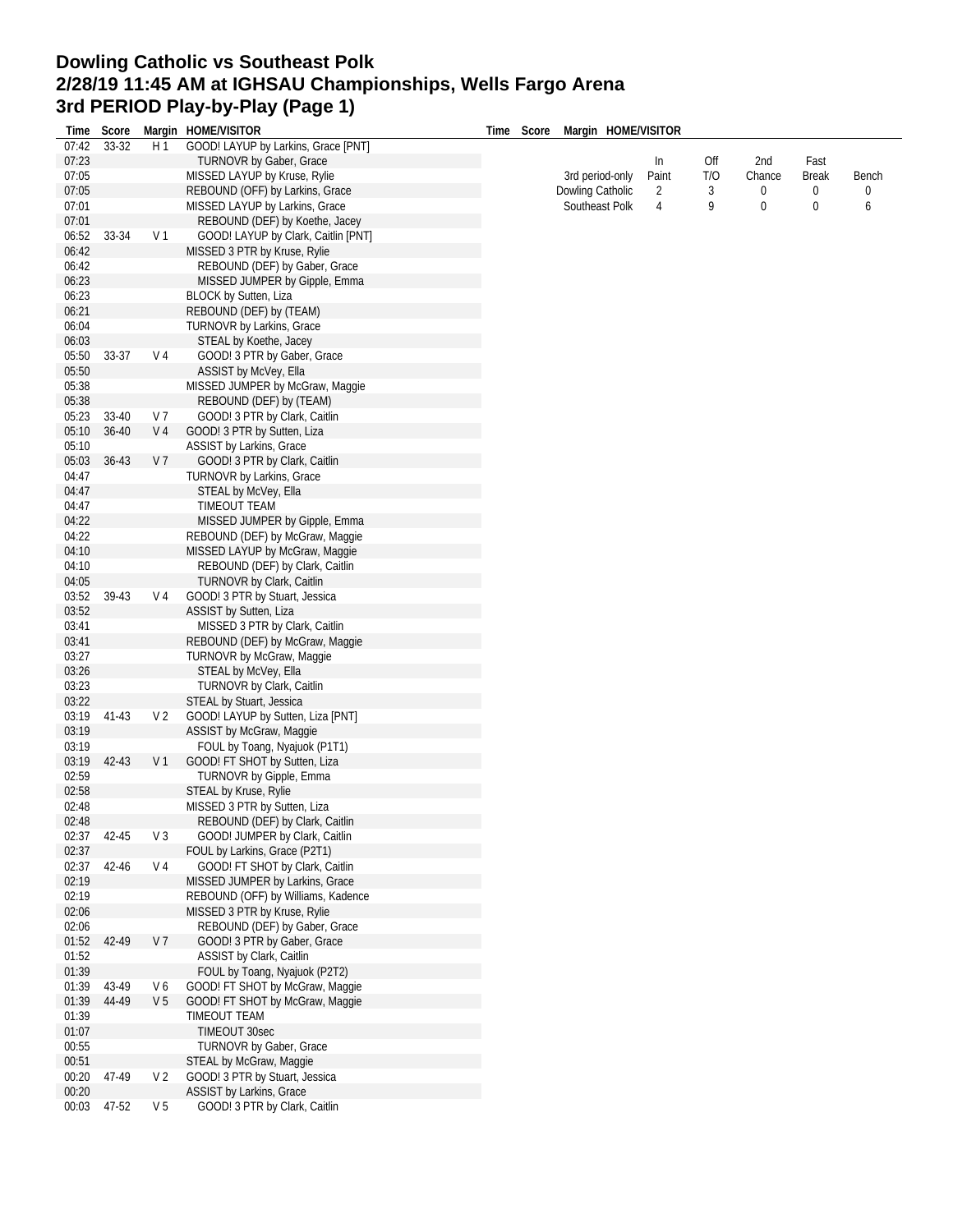# Dowling Catholic vs Southeast Polk
## 2/28/19 11:45 AM at IGHSAU Championships, Wells Fargo Arena
## 3rd PERIOD Play-by-Play (Page 1)

| Time | Score | Margin | HOME/VISITOR |
|---|---|---|---|
| 07:42 | 33-32 | H 1 | GOOD! LAYUP by Larkins, Grace [PNT] |
| 07:23 | | | TURNOVR by Gaber, Grace |
| 07:05 | | | MISSED LAYUP by Kruse, Rylie |
| 07:05 | | | REBOUND (OFF) by Larkins, Grace |
| 07:01 | | | MISSED LAYUP by Larkins, Grace |
| 07:01 | | | REBOUND (DEF) by Koethe, Jacey |
| 06:52 | 33-34 | V 1 | GOOD! LAYUP by Clark, Caitlin [PNT] |
| 06:42 | | | MISSED 3 PTR by Kruse, Rylie |
| 06:42 | | | REBOUND (DEF) by Gaber, Grace |
| 06:23 | | | MISSED JUMPER by Gipple, Emma |
| 06:23 | | | BLOCK by Sutten, Liza |
| 06:21 | | | REBOUND (DEF) by (TEAM) |
| 06:04 | | | TURNOVR by Larkins, Grace |
| 06:03 | | | STEAL by Koethe, Jacey |
| 05:50 | 33-37 | V 4 | GOOD! 3 PTR by Gaber, Grace |
| 05:50 | | | ASSIST by McVey, Ella |
| 05:38 | | | MISSED JUMPER by McGraw, Maggie |
| 05:38 | | | REBOUND (DEF) by (TEAM) |
| 05:23 | 33-40 | V 7 | GOOD! 3 PTR by Clark, Caitlin |
| 05:10 | 36-40 | V 4 | GOOD! 3 PTR by Sutten, Liza |
| 05:10 | | | ASSIST by Larkins, Grace |
| 05:03 | 36-43 | V 7 | GOOD! 3 PTR by Clark, Caitlin |
| 04:47 | | | TURNOVR by Larkins, Grace |
| 04:47 | | | STEAL by McVey, Ella |
| 04:47 | | | TIMEOUT TEAM |
| 04:22 | | | MISSED JUMPER by Gipple, Emma |
| 04:22 | | | REBOUND (DEF) by McGraw, Maggie |
| 04:10 | | | MISSED LAYUP by McGraw, Maggie |
| 04:10 | | | REBOUND (DEF) by Clark, Caitlin |
| 04:05 | | | TURNOVR by Clark, Caitlin |
| 03:52 | 39-43 | V 4 | GOOD! 3 PTR by Stuart, Jessica |
| 03:52 | | | ASSIST by Sutten, Liza |
| 03:41 | | | MISSED 3 PTR by Clark, Caitlin |
| 03:41 | | | REBOUND (DEF) by McGraw, Maggie |
| 03:27 | | | TURNOVR by McGraw, Maggie |
| 03:26 | | | STEAL by McVey, Ella |
| 03:23 | | | TURNOVR by Clark, Caitlin |
| 03:22 | | | STEAL by Stuart, Jessica |
| 03:19 | 41-43 | V 2 | GOOD! LAYUP by Sutten, Liza [PNT] |
| 03:19 | | | ASSIST by McGraw, Maggie |
| 03:19 | | | FOUL by Toang, Nyajuok (P1T1) |
| 03:19 | 42-43 | V 1 | GOOD! FT SHOT by Sutten, Liza |
| 02:59 | | | TURNOVR by Gipple, Emma |
| 02:58 | | | STEAL by Kruse, Rylie |
| 02:48 | | | MISSED 3 PTR by Sutten, Liza |
| 02:48 | | | REBOUND (DEF) by Clark, Caitlin |
| 02:37 | 42-45 | V 3 | GOOD! JUMPER by Clark, Caitlin |
| 02:37 | | | FOUL by Larkins, Grace (P2T1) |
| 02:37 | 42-46 | V 4 | GOOD! FT SHOT by Clark, Caitlin |
| 02:19 | | | MISSED JUMPER by Larkins, Grace |
| 02:19 | | | REBOUND (OFF) by Williams, Kadence |
| 02:06 | | | MISSED 3 PTR by Kruse, Rylie |
| 02:06 | | | REBOUND (DEF) by Gaber, Grace |
| 01:52 | 42-49 | V 7 | GOOD! 3 PTR by Gaber, Grace |
| 01:52 | | | ASSIST by Clark, Caitlin |
| 01:39 | | | FOUL by Toang, Nyajuok (P2T2) |
| 01:39 | 43-49 | V 6 | GOOD! FT SHOT by McGraw, Maggie |
| 01:39 | 44-49 | V 5 | GOOD! FT SHOT by McGraw, Maggie |
| 01:39 | | | TIMEOUT TEAM |
| 01:07 | | | TIMEOUT 30sec |
| 00:55 | | | TURNOVR by Gaber, Grace |
| 00:51 | | | STEAL by McGraw, Maggie |
| 00:20 | 47-49 | V 2 | GOOD! 3 PTR by Stuart, Jessica |
| 00:20 | | | ASSIST by Larkins, Grace |
| 00:03 | 47-52 | V 5 | GOOD! 3 PTR by Clark, Caitlin |

| 3rd period-only | In Paint | Off T/O | 2nd Chance | Fast Break | Bench |
|---|---|---|---|---|---|
| Dowling Catholic | 2 | 3 | 0 | 0 | 0 |
| Southeast Polk | 4 | 9 | 0 | 0 | 6 |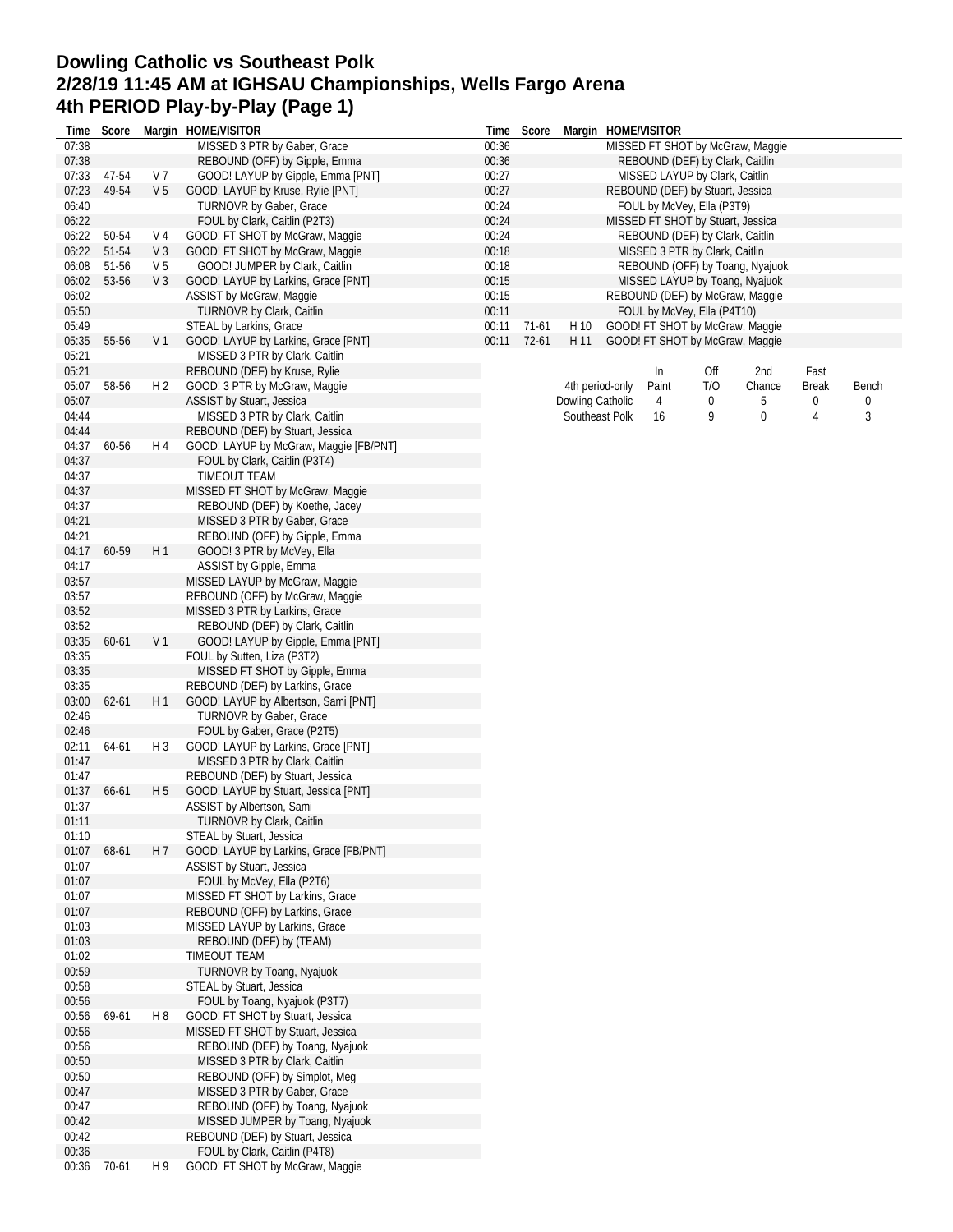# Dowling Catholic vs Southeast Polk
# 2/28/19 11:45 AM at IGHSAU Championships, Wells Fargo Arena
# 4th PERIOD Play-by-Play (Page 1)

| Time | Score | Margin | HOME/VISITOR |
|---|---|---|---|
| 07:38 | | | MISSED 3 PTR by Gaber, Grace |
| 07:38 | | | REBOUND (OFF) by Gipple, Emma |
| 07:33 | 47-54 | V 7 | GOOD! LAYUP by Gipple, Emma [PNT] |
| 07:23 | 49-54 | V 5 | GOOD! LAYUP by Kruse, Rylie [PNT] |
| 06:40 | | | TURNOVR by Gaber, Grace |
| 06:22 | | | FOUL by Clark, Caitlin (P2T3) |
| 06:22 | 50-54 | V 4 | GOOD! FT SHOT by McGraw, Maggie |
| 06:22 | 51-54 | V 3 | GOOD! FT SHOT by McGraw, Maggie |
| 06:08 | 51-56 | V 5 | GOOD! JUMPER by Clark, Caitlin |
| 06:02 | 53-56 | V 3 | GOOD! LAYUP by Larkins, Grace [PNT] |
| 06:02 | | | ASSIST by McGraw, Maggie |
| 05:50 | | | TURNOVR by Clark, Caitlin |
| 05:49 | | | STEAL by Larkins, Grace |
| 05:35 | 55-56 | V 1 | GOOD! LAYUP by Larkins, Grace [PNT] |
| 05:21 | | | MISSED 3 PTR by Clark, Caitlin |
| 05:21 | | | REBOUND (DEF) by Kruse, Rylie |
| 05:07 | 58-56 | H 2 | GOOD! 3 PTR by McGraw, Maggie |
| 05:07 | | | ASSIST by Stuart, Jessica |
| 04:44 | | | MISSED 3 PTR by Clark, Caitlin |
| 04:44 | | | REBOUND (DEF) by Stuart, Jessica |
| 04:37 | 60-56 | H 4 | GOOD! LAYUP by McGraw, Maggie [FB/PNT] |
| 04:37 | | | FOUL by Clark, Caitlin (P3T4) |
| 04:37 | | | TIMEOUT TEAM |
| 04:37 | | | MISSED FT SHOT by McGraw, Maggie |
| 04:37 | | | REBOUND (DEF) by Koethe, Jacey |
| 04:21 | | | MISSED 3 PTR by Gaber, Grace |
| 04:21 | | | REBOUND (OFF) by Gipple, Emma |
| 04:17 | 60-59 | H 1 | GOOD! 3 PTR by McVey, Ella |
| 04:17 | | | ASSIST by Gipple, Emma |
| 03:57 | | | MISSED LAYUP by McGraw, Maggie |
| 03:57 | | | REBOUND (OFF) by McGraw, Maggie |
| 03:52 | | | MISSED 3 PTR by Larkins, Grace |
| 03:52 | | | REBOUND (DEF) by Clark, Caitlin |
| 03:35 | 60-61 | V 1 | GOOD! LAYUP by Gipple, Emma [PNT] |
| 03:35 | | | FOUL by Sutten, Liza (P3T2) |
| 03:35 | | | MISSED FT SHOT by Gipple, Emma |
| 03:35 | | | REBOUND (DEF) by Larkins, Grace |
| 03:00 | 62-61 | H 1 | GOOD! LAYUP by Albertson, Sami [PNT] |
| 02:46 | | | TURNOVR by Gaber, Grace |
| 02:46 | | | FOUL by Gaber, Grace (P2T5) |
| 02:11 | 64-61 | H 3 | GOOD! LAYUP by Larkins, Grace [PNT] |
| 01:47 | | | MISSED 3 PTR by Clark, Caitlin |
| 01:47 | | | REBOUND (DEF) by Stuart, Jessica |
| 01:37 | 66-61 | H 5 | GOOD! LAYUP by Stuart, Jessica [PNT] |
| 01:37 | | | ASSIST by Albertson, Sami |
| 01:11 | | | TURNOVR by Clark, Caitlin |
| 01:10 | | | STEAL by Stuart, Jessica |
| 01:07 | 68-61 | H 7 | GOOD! LAYUP by Larkins, Grace [FB/PNT] |
| 01:07 | | | ASSIST by Stuart, Jessica |
| 01:07 | | | FOUL by McVey, Ella (P2T6) |
| 01:07 | | | MISSED FT SHOT by Larkins, Grace |
| 01:07 | | | REBOUND (OFF) by Larkins, Grace |
| 01:03 | | | MISSED LAYUP by Larkins, Grace |
| 01:03 | | | REBOUND (DEF) by (TEAM) |
| 01:02 | | | TIMEOUT TEAM |
| 00:59 | | | TURNOVR by Toang, Nyajuok |
| 00:58 | | | STEAL by Stuart, Jessica |
| 00:56 | | | FOUL by Toang, Nyajuok (P3T7) |
| 00:56 | 69-61 | H 8 | GOOD! FT SHOT by Stuart, Jessica |
| 00:56 | | | MISSED FT SHOT by Stuart, Jessica |
| 00:56 | | | REBOUND (DEF) by Toang, Nyajuok |
| 00:50 | | | MISSED 3 PTR by Clark, Caitlin |
| 00:50 | | | REBOUND (OFF) by Simplot, Meg |
| 00:47 | | | MISSED 3 PTR by Gaber, Grace |
| 00:47 | | | REBOUND (OFF) by Toang, Nyajuok |
| 00:42 | | | MISSED JUMPER by Toang, Nyajuok |
| 00:42 | | | REBOUND (DEF) by Stuart, Jessica |
| 00:36 | | | FOUL by Clark, Caitlin (P4T8) |
| 00:36 | 70-61 | H 9 | GOOD! FT SHOT by McGraw, Maggie |
| 00:36 | | | MISSED FT SHOT by McGraw, Maggie |
| 00:36 | | | REBOUND (DEF) by Clark, Caitlin |
| 00:27 | | | MISSED LAYUP by Clark, Caitlin |
| 00:27 | | | REBOUND (DEF) by Stuart, Jessica |
| 00:24 | | | FOUL by McVey, Ella (P3T9) |
| 00:24 | | | MISSED FT SHOT by Stuart, Jessica |
| 00:24 | | | REBOUND (DEF) by Clark, Caitlin |
| 00:18 | | | MISSED 3 PTR by Clark, Caitlin |
| 00:18 | | | REBOUND (OFF) by Toang, Nyajuok |
| 00:15 | | | MISSED LAYUP by Toang, Nyajuok |
| 00:15 | | | REBOUND (DEF) by McGraw, Maggie |
| 00:11 | | | FOUL by McVey, Ella (P4T10) |
| 00:11 | 71-61 | H 10 | GOOD! FT SHOT by McGraw, Maggie |
| 00:11 | 72-61 | H 11 | GOOD! FT SHOT by McGraw, Maggie |

| 4th period-only | In Paint | Off T/O | 2nd Chance | Fast Break | Bench |
|---|---|---|---|---|---|
| Dowling Catholic | 4 | 0 | 5 | 0 | 0 |
| Southeast Polk | 16 | 9 | 0 | 4 | 3 |